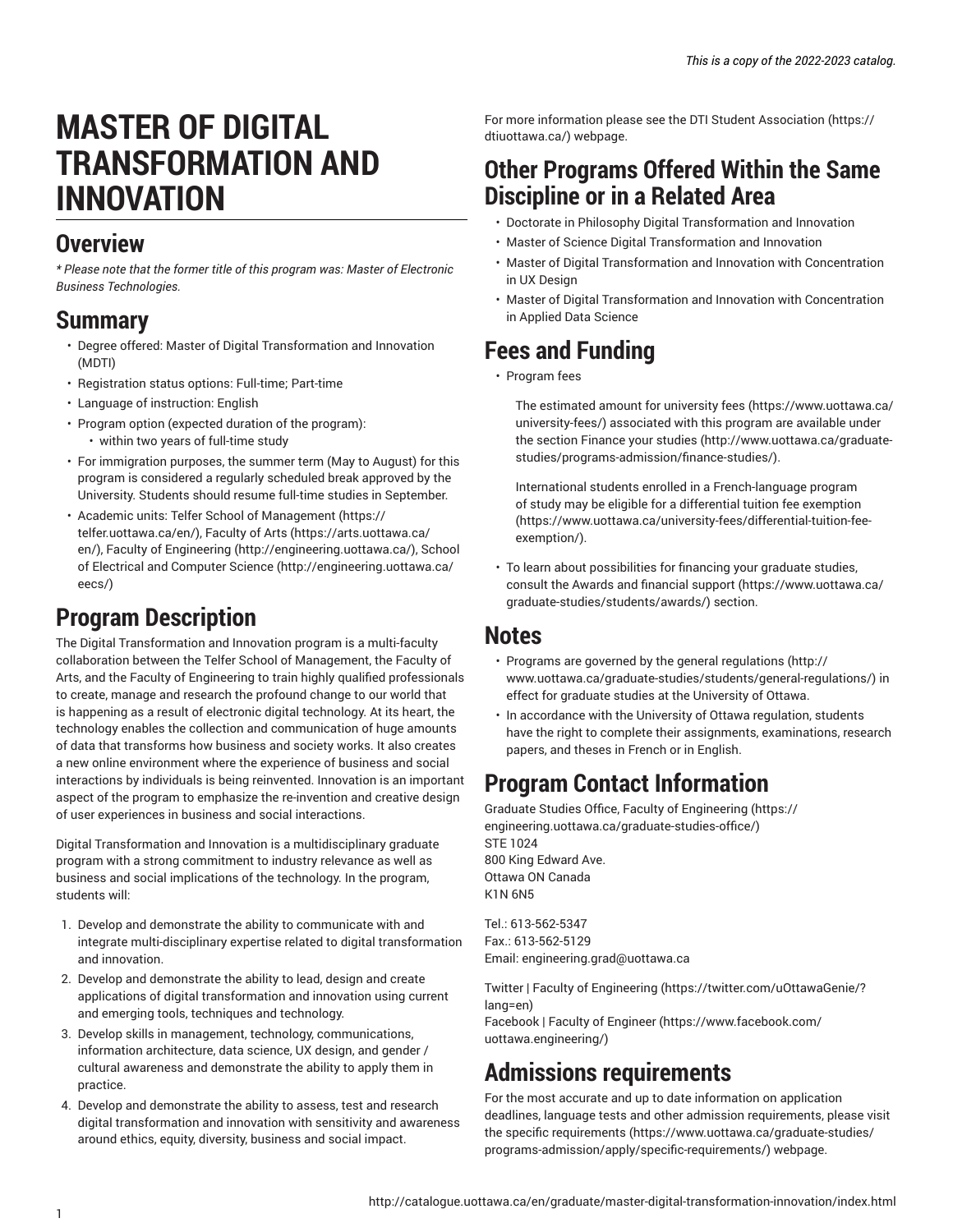# MASTER OF DIGITAL TRANSFORMATION AND INNOVATION

## Overview

*\* Please note that the former title of this program was: Master of Electronic Business Technologies.*

## Summary

- Degree offered: Master of Digital Transformation and Innovation (MDTI)
- Registration status options: Full-time; Part-time
- Language of instruction: English
- Program option (expected duration of the program):
    - within two years of full-time study
- For immigration purposes, the summer term (May to August) for this program is considered a regularly scheduled break approved by the University. Students should resume full-time studies in September.
- Academic units: Telfer School of Management (https://telfer.uottawa.ca/en/), Faculty of Arts (https://arts.uottawa.ca/en/), Faculty of Engineering (http://engineering.uottawa.ca/), School of Electrical and Computer Science (http://engineering.uottawa.ca/eecs/)

## Program Description

The Digital Transformation and Innovation program is a multi-faculty collaboration between the Telfer School of Management, the Faculty of Arts, and the Faculty of Engineering to train highly qualified professionals to create, manage and research the profound change to our world that is happening as a result of electronic digital technology. At its heart, the technology enables the collection and communication of huge amounts of data that transforms how business and society works. It also creates a new online environment where the experience of business and social interactions by individuals is being reinvented. Innovation is an important aspect of the program to emphasize the re-invention and creative design of user experiences in business and social interactions.

Digital Transformation and Innovation is a multidisciplinary graduate program with a strong commitment to industry relevance as well as business and social implications of the technology. In the program, students will:

1. Develop and demonstrate the ability to communicate with and integrate multi-disciplinary expertise related to digital transformation and innovation.
2. Develop and demonstrate the ability to lead, design and create applications of digital transformation and innovation using current and emerging tools, techniques and technology.
3. Develop skills in management, technology, communications, information architecture, data science, UX design, and gender / cultural awareness and demonstrate the ability to apply them in practice.
4. Develop and demonstrate the ability to assess, test and research digital transformation and innovation with sensitivity and awareness around ethics, equity, diversity, business and social impact.

For more information please see the DTI Student Association (https://dtiuottawa.ca/) webpage.

## Other Programs Offered Within the Same Discipline or in a Related Area

- Doctorate in Philosophy Digital Transformation and Innovation
- Master of Science Digital Transformation and Innovation
- Master of Digital Transformation and Innovation with Concentration in UX Design
- Master of Digital Transformation and Innovation with Concentration in Applied Data Science

## Fees and Funding

- Program fees

    The estimated amount for university fees (https://www.uottawa.ca/university-fees/) associated with this program are available under the section Finance your studies (http://www.uottawa.ca/graduate-studies/programs-admission/finance-studies/).

    International students enrolled in a French-language program of study may be eligible for a differential tuition fee exemption (https://www.uottawa.ca/university-fees/differential-tuition-fee-exemption/).

- To learn about possibilities for financing your graduate studies, consult the Awards and financial support (https://www.uottawa.ca/graduate-studies/students/awards/) section.

## Notes

- Programs are governed by the general regulations (http://www.uottawa.ca/graduate-studies/students/general-regulations/) in effect for graduate studies at the University of Ottawa.
- In accordance with the University of Ottawa regulation, students have the right to complete their assignments, examinations, research papers, and theses in French or in English.

## Program Contact Information

Graduate Studies Office, Faculty of Engineering (https://engineering.uottawa.ca/graduate-studies-office/)
STE 1024
800 King Edward Ave.
Ottawa ON Canada
K1N 6N5

Tel.: 613-562-5347
Fax.: 613-562-5129
Email: engineering.grad@uottawa.ca

Twitter | Faculty of Engineering (https://twitter.com/uOttawaGenie/?lang=en)
Facebook | Faculty of Engineer (https://www.facebook.com/uottawa.engineering/)

## Admissions requirements

For the most accurate and up to date information on application deadlines, language tests and other admission requirements, please visit the specific requirements (https://www.uottawa.ca/graduate-studies/programs-admission/apply/specific-requirements/) webpage.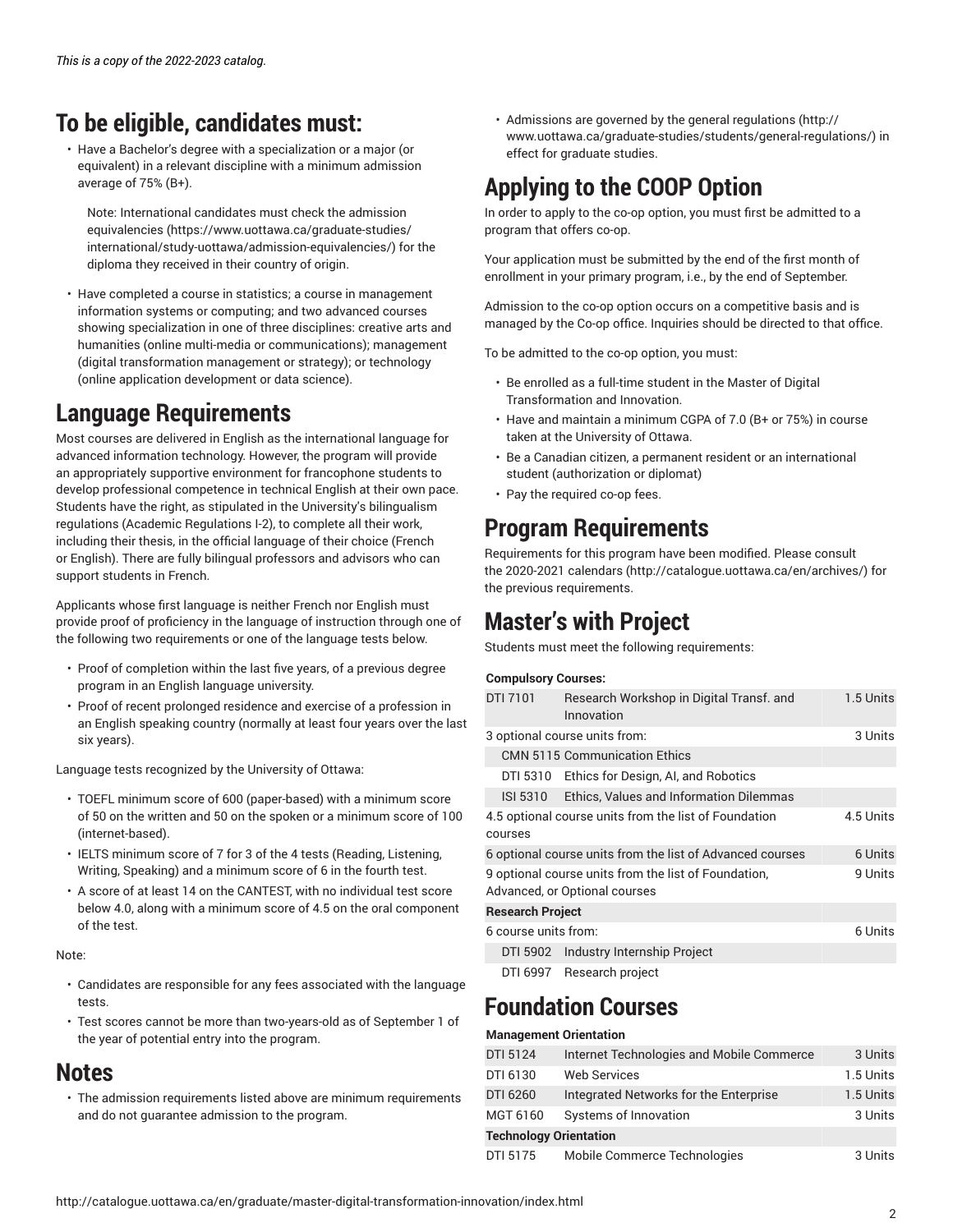## To be eligible, candidates must:

- Have a Bachelor's degree with a specialization or a major (or equivalent) in a relevant discipline with a minimum admission average of 75% (B+).

  Note: International candidates must check the admission equivalencies (https://www.uottawa.ca/graduate-studies/international/study-uottawa/admission-equivalencies/) for the diploma they received in their country of origin.

- Have completed a course in statistics; a course in management information systems or computing; and two advanced courses showing specialization in one of three disciplines: creative arts and humanities (online multi-media or communications); management (digital transformation management or strategy); or technology (online application development or data science).

## Language Requirements

Most courses are delivered in English as the international language for advanced information technology. However, the program will provide an appropriately supportive environment for francophone students to develop professional competence in technical English at their own pace. Students have the right, as stipulated in the University's bilingualism regulations (Academic Regulations I-2), to complete all their work, including their thesis, in the official language of their choice (French or English). There are fully bilingual professors and advisors who can support students in French.

Applicants whose first language is neither French nor English must provide proof of proficiency in the language of instruction through one of the following two requirements or one of the language tests below.

- Proof of completion within the last five years, of a previous degree program in an English language university.
- Proof of recent prolonged residence and exercise of a profession in an English speaking country (normally at least four years over the last six years).

Language tests recognized by the University of Ottawa:

- TOEFL minimum score of 600 (paper-based) with a minimum score of 50 on the written and 50 on the spoken or a minimum score of 100 (internet-based).
- IELTS minimum score of 7 for 3 of the 4 tests (Reading, Listening, Writing, Speaking) and a minimum score of 6 in the fourth test.
- A score of at least 14 on the CANTEST, with no individual test score below 4.0, along with a minimum score of 4.5 on the oral component of the test.

Note:

- Candidates are responsible for any fees associated with the language tests.
- Test scores cannot be more than two-years-old as of September 1 of the year of potential entry into the program.

## Notes

- The admission requirements listed above are minimum requirements and do not guarantee admission to the program.
- Admissions are governed by the general regulations (http://www.uottawa.ca/graduate-studies/students/general-regulations/) in effect for graduate studies.

## Applying to the COOP Option

In order to apply to the co-op option, you must first be admitted to a program that offers co-op.

Your application must be submitted by the end of the first month of enrollment in your primary program, i.e., by the end of September.

Admission to the co-op option occurs on a competitive basis and is managed by the Co-op office. Inquiries should be directed to that office.

To be admitted to the co-op option, you must:

- Be enrolled as a full-time student in the Master of Digital Transformation and Innovation.
- Have and maintain a minimum CGPA of 7.0 (B+ or 75%) in course taken at the University of Ottawa.
- Be a Canadian citizen, a permanent resident or an international student (authorization or diplomat)
- Pay the required co-op fees.

## Program Requirements

Requirements for this program have been modified. Please consult the 2020-2021 calendars (http://catalogue.uottawa.ca/en/archives/) for the previous requirements.

## Master's with Project

Students must meet the following requirements:

| **Compulsory Courses:** | | |
|---|---|---|
| DTI 7101 | Research Workshop in Digital Transf. and Innovation | 1.5 Units |
| 3 optional course units from: | | 3 Units |
| CMN 5115 | Communication Ethics | |
| DTI 5310 | Ethics for Design, AI, and Robotics | |
| ISI 5310 | Ethics, Values and Information Dilemmas | |
| 4.5 optional course units from the list of Foundation courses | | 4.5 Units |
| 6 optional course units from the list of Advanced courses | | 6 Units |
| 9 optional course units from the list of Foundation, Advanced, or Optional courses | | 9 Units |
| **Research Project** | | |
| 6 course units from: | | 6 Units |
| DTI 5902 | Industry Internship Project | |
| DTI 6997 | Research project | |

## Foundation Courses

| **Management Orientation** | | |
|---|---|---|
| DTI 5124 | Internet Technologies and Mobile Commerce | 3 Units |
| DTI 6130 | Web Services | 1.5 Units |
| DTI 6260 | Integrated Networks for the Enterprise | 1.5 Units |
| MGT 6160 | Systems of Innovation | 3 Units |
| **Technology Orientation** | | |
| DTI 5175 | Mobile Commerce Technologies | 3 Units |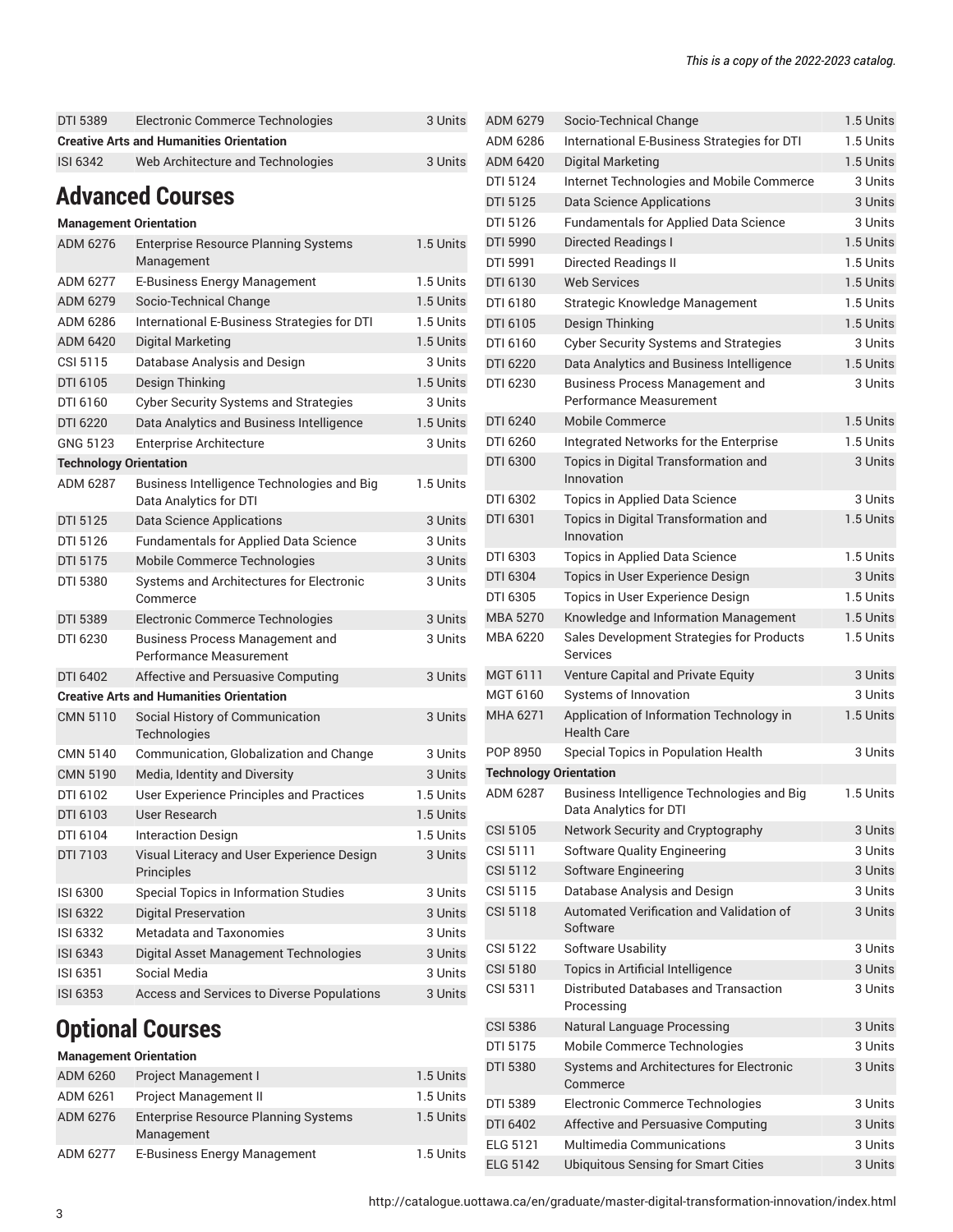| | | |
|---|---|---|
| DTI 5389 | Electronic Commerce Technologies | 3 Units |
| **Creative Arts and Humanities Orientation** | | |
| ISI 6342 | Web Architecture and Technologies | 3 Units |

## Advanced Courses

| | | |
|---|---|---|
| **Management Orientation** | | |
| ADM 6276 | Enterprise Resource Planning Systems Management | 1.5 Units |
| ADM 6277 | E-Business Energy Management | 1.5 Units |
| ADM 6279 | Socio-Technical Change | 1.5 Units |
| ADM 6286 | International E-Business Strategies for DTI | 1.5 Units |
| ADM 6420 | Digital Marketing | 1.5 Units |
| CSI 5115 | Database Analysis and Design | 3 Units |
| DTI 6105 | Design Thinking | 1.5 Units |
| DTI 6160 | Cyber Security Systems and Strategies | 3 Units |
| DTI 6220 | Data Analytics and Business Intelligence | 1.5 Units |
| GNG 5123 | Enterprise Architecture | 3 Units |
| **Technology Orientation** | | |
| ADM 6287 | Business Intelligence Technologies and Big Data Analytics for DTI | 1.5 Units |
| DTI 5125 | Data Science Applications | 3 Units |
| DTI 5126 | Fundamentals for Applied Data Science | 3 Units |
| DTI 5175 | Mobile Commerce Technologies | 3 Units |
| DTI 5380 | Systems and Architectures for Electronic Commerce | 3 Units |
| DTI 5389 | Electronic Commerce Technologies | 3 Units |
| DTI 6230 | Business Process Management and Performance Measurement | 3 Units |
| DTI 6402 | Affective and Persuasive Computing | 3 Units |
| **Creative Arts and Humanities Orientation** | | |
| CMN 5110 | Social History of Communication Technologies | 3 Units |
| CMN 5140 | Communication, Globalization and Change | 3 Units |
| CMN 5190 | Media, Identity and Diversity | 3 Units |
| DTI 6102 | User Experience Principles and Practices | 1.5 Units |
| DTI 6103 | User Research | 1.5 Units |
| DTI 6104 | Interaction Design | 1.5 Units |
| DTI 7103 | Visual Literacy and User Experience Design Principles | 3 Units |
| ISI 6300 | Special Topics in Information Studies | 3 Units |
| ISI 6322 | Digital Preservation | 3 Units |
| ISI 6332 | Metadata and Taxonomies | 3 Units |
| ISI 6343 | Digital Asset Management Technologies | 3 Units |
| ISI 6351 | Social Media | 3 Units |
| ISI 6353 | Access and Services to Diverse Populations | 3 Units |

## Optional Courses

| | | |
|---|---|---|
| **Management Orientation** | | |
| ADM 6260 | Project Management I | 1.5 Units |
| ADM 6261 | Project Management II | 1.5 Units |
| ADM 6276 | Enterprise Resource Planning Systems Management | 1.5 Units |
| ADM 6277 | E-Business Energy Management | 1.5 Units |
| ADM 6279 | Socio-Technical Change | 1.5 Units |
| ADM 6286 | International E-Business Strategies for DTI | 1.5 Units |
| ADM 6420 | Digital Marketing | 1.5 Units |
| DTI 5124 | Internet Technologies and Mobile Commerce | 3 Units |
| DTI 5125 | Data Science Applications | 3 Units |
| DTI 5126 | Fundamentals for Applied Data Science | 3 Units |
| DTI 5990 | Directed Readings I | 1.5 Units |
| DTI 5991 | Directed Readings II | 1.5 Units |
| DTI 6130 | Web Services | 1.5 Units |
| DTI 6180 | Strategic Knowledge Management | 1.5 Units |
| DTI 6105 | Design Thinking | 1.5 Units |
| DTI 6160 | Cyber Security Systems and Strategies | 3 Units |
| DTI 6220 | Data Analytics and Business Intelligence | 1.5 Units |
| DTI 6230 | Business Process Management and Performance Measurement | 3 Units |
| DTI 6240 | Mobile Commerce | 1.5 Units |
| DTI 6260 | Integrated Networks for the Enterprise | 1.5 Units |
| DTI 6300 | Topics in Digital Transformation and Innovation | 3 Units |
| DTI 6302 | Topics in Applied Data Science | 3 Units |
| DTI 6301 | Topics in Digital Transformation and Innovation | 1.5 Units |
| DTI 6303 | Topics in Applied Data Science | 1.5 Units |
| DTI 6304 | Topics in User Experience Design | 3 Units |
| DTI 6305 | Topics in User Experience Design | 1.5 Units |
| MBA 5270 | Knowledge and Information Management | 1.5 Units |
| MBA 6220 | Sales Development Strategies for Products Services | 1.5 Units |
| MGT 6111 | Venture Capital and Private Equity | 3 Units |
| MGT 6160 | Systems of Innovation | 3 Units |
| MHA 6271 | Application of Information Technology in Health Care | 1.5 Units |
| POP 8950 | Special Topics in Population Health | 3 Units |
| **Technology Orientation** | | |
| ADM 6287 | Business Intelligence Technologies and Big Data Analytics for DTI | 1.5 Units |
| CSI 5105 | Network Security and Cryptography | 3 Units |
| CSI 5111 | Software Quality Engineering | 3 Units |
| CSI 5112 | Software Engineering | 3 Units |
| CSI 5115 | Database Analysis and Design | 3 Units |
| CSI 5118 | Automated Verification and Validation of Software | 3 Units |
| CSI 5122 | Software Usability | 3 Units |
| CSI 5180 | Topics in Artificial Intelligence | 3 Units |
| CSI 5311 | Distributed Databases and Transaction Processing | 3 Units |
| CSI 5386 | Natural Language Processing | 3 Units |
| DTI 5175 | Mobile Commerce Technologies | 3 Units |
| DTI 5380 | Systems and Architectures for Electronic Commerce | 3 Units |
| DTI 5389 | Electronic Commerce Technologies | 3 Units |
| DTI 6402 | Affective and Persuasive Computing | 3 Units |
| ELG 5121 | Multimedia Communications | 3 Units |
| ELG 5142 | Ubiquitous Sensing for Smart Cities | 3 Units |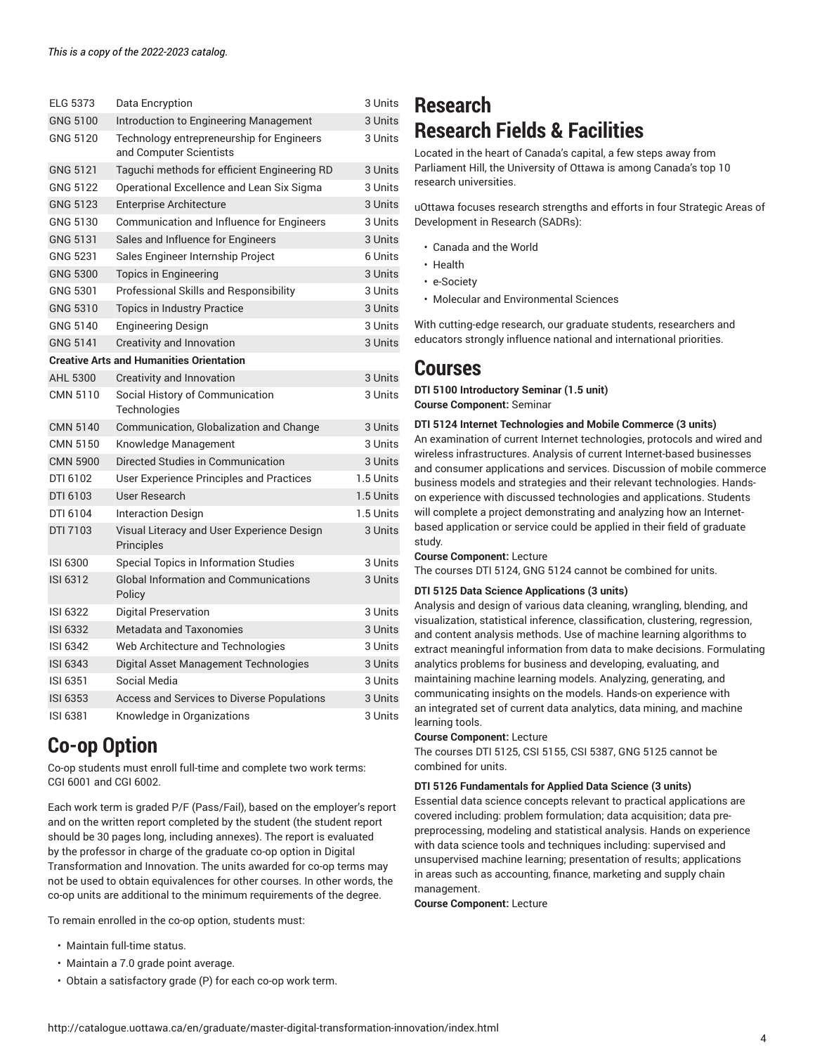*This is a copy of the 2022-2023 catalog.*

| | | |
|---|---|---|
| ELG 5373 | Data Encryption | 3 Units |
| GNG 5100 | Introduction to Engineering Management | 3 Units |
| GNG 5120 | Technology entrepreneurship for Engineers and Computer Scientists | 3 Units |
| GNG 5121 | Taguchi methods for efficient Engineering RD | 3 Units |
| GNG 5122 | Operational Excellence and Lean Six Sigma | 3 Units |
| GNG 5123 | Enterprise Architecture | 3 Units |
| GNG 5130 | Communication and Influence for Engineers | 3 Units |
| GNG 5131 | Sales and Influence for Engineers | 3 Units |
| GNG 5231 | Sales Engineer Internship Project | 6 Units |
| GNG 5300 | Topics in Engineering | 3 Units |
| GNG 5301 | Professional Skills and Responsibility | 3 Units |
| GNG 5310 | Topics in Industry Practice | 3 Units |
| GNG 5140 | Engineering Design | 3 Units |
| GNG 5141 | Creativity and Innovation | 3 Units |
| **Creative Arts and Humanities Orientation** | | |
| AHL 5300 | Creativity and Innovation | 3 Units |
| CMN 5110 | Social History of Communication Technologies | 3 Units |
| CMN 5140 | Communication, Globalization and Change | 3 Units |
| CMN 5150 | Knowledge Management | 3 Units |
| CMN 5900 | Directed Studies in Communication | 3 Units |
| DTI 6102 | User Experience Principles and Practices | 1.5 Units |
| DTI 6103 | User Research | 1.5 Units |
| DTI 6104 | Interaction Design | 1.5 Units |
| DTI 7103 | Visual Literacy and User Experience Design Principles | 3 Units |
| ISI 6300 | Special Topics in Information Studies | 3 Units |
| ISI 6312 | Global Information and Communications Policy | 3 Units |
| ISI 6322 | Digital Preservation | 3 Units |
| ISI 6332 | Metadata and Taxonomies | 3 Units |
| ISI 6342 | Web Architecture and Technologies | 3 Units |
| ISI 6343 | Digital Asset Management Technologies | 3 Units |
| ISI 6351 | Social Media | 3 Units |
| ISI 6353 | Access and Services to Diverse Populations | 3 Units |
| ISI 6381 | Knowledge in Organizations | 3 Units |

# Co-op Option

Co-op students must enroll full-time and complete two work terms: CGI 6001 and CGI 6002.

Each work term is graded P/F (Pass/Fail), based on the employer's report and on the written report completed by the student (the student report should be 30 pages long, including annexes). The report is evaluated by the professor in charge of the graduate co-op option in Digital Transformation and Innovation. The units awarded for co-op terms may not be used to obtain equivalences for other courses. In other words, the co-op units are additional to the minimum requirements of the degree.

To remain enrolled in the co-op option, students must:

- Maintain full-time status.
- Maintain a 7.0 grade point average.
- Obtain a satisfactory grade (P) for each co-op work term.

# Research

# Research Fields & Facilities

Located in the heart of Canada's capital, a few steps away from Parliament Hill, the University of Ottawa is among Canada's top 10 research universities.

uOttawa focuses research strengths and efforts in four Strategic Areas of Development in Research (SADRs):

- Canada and the World
- Health
- e-Society
- Molecular and Environmental Sciences

With cutting-edge research, our graduate students, researchers and educators strongly influence national and international priorities.

# Courses

**DTI 5100 Introductory Seminar (1.5 unit)**
**Course Component:** Seminar

**DTI 5124 Internet Technologies and Mobile Commerce (3 units)**
An examination of current Internet technologies, protocols and wired and wireless infrastructures. Analysis of current Internet-based businesses and consumer applications and services. Discussion of mobile commerce business models and strategies and their relevant technologies. Hands-on experience with discussed technologies and applications. Students will complete a project demonstrating and analyzing how an Internet-based application or service could be applied in their field of graduate study.
**Course Component:** Lecture
The courses DTI 5124, GNG 5124 cannot be combined for units.

**DTI 5125 Data Science Applications (3 units)**
Analysis and design of various data cleaning, wrangling, blending, and visualization, statistical inference, classification, clustering, regression, and content analysis methods. Use of machine learning algorithms to extract meaningful information from data to make decisions. Formulating analytics problems for business and developing, evaluating, and maintaining machine learning models. Analyzing, generating, and communicating insights on the models. Hands-on experience with an integrated set of current data analytics, data mining, and machine learning tools.
**Course Component:** Lecture
The courses DTI 5125, CSI 5155, CSI 5387, GNG 5125 cannot be combined for units.

**DTI 5126 Fundamentals for Applied Data Science (3 units)**
Essential data science concepts relevant to practical applications are covered including: problem formulation; data acquisition; data pre-preprocessing, modeling and statistical analysis. Hands on experience with data science tools and techniques including: supervised and unsupervised machine learning; presentation of results; applications in areas such as accounting, finance, marketing and supply chain management.
**Course Component:** Lecture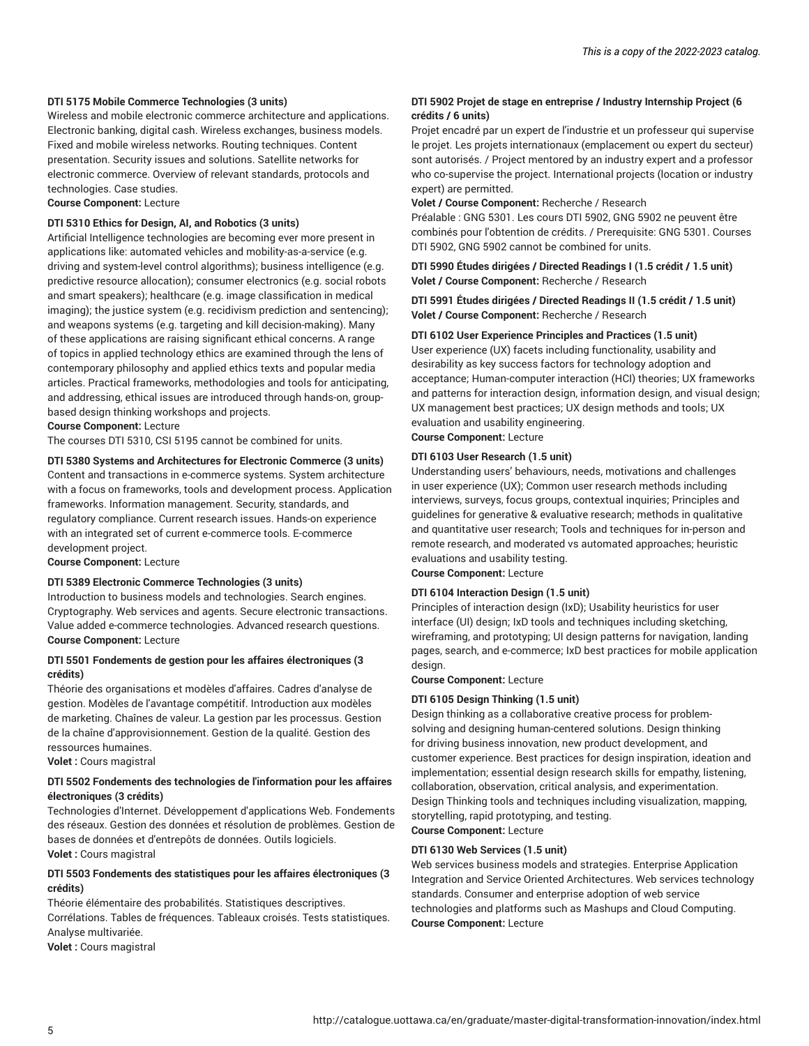**DTI 5175 Mobile Commerce Technologies (3 units)**
Wireless and mobile electronic commerce architecture and applications. Electronic banking, digital cash. Wireless exchanges, business models. Fixed and mobile wireless networks. Routing techniques. Content presentation. Security issues and solutions. Satellite networks for electronic commerce. Overview of relevant standards, protocols and technologies. Case studies.
**Course Component:** Lecture

**DTI 5310 Ethics for Design, AI, and Robotics (3 units)**
Artificial Intelligence technologies are becoming ever more present in applications like: automated vehicles and mobility-as-a-service (e.g. driving and system-level control algorithms); business intelligence (e.g. predictive resource allocation); consumer electronics (e.g. social robots and smart speakers); healthcare (e.g. image classification in medical imaging); the justice system (e.g. recidivism prediction and sentencing); and weapons systems (e.g. targeting and kill decision-making). Many of these applications are raising significant ethical concerns. A range of topics in applied technology ethics are examined through the lens of contemporary philosophy and applied ethics texts and popular media articles. Practical frameworks, methodologies and tools for anticipating, and addressing, ethical issues are introduced through hands-on, group-based design thinking workshops and projects.
**Course Component:** Lecture
The courses DTI 5310, CSI 5195 cannot be combined for units.

**DTI 5380 Systems and Architectures for Electronic Commerce (3 units)**
Content and transactions in e-commerce systems. System architecture with a focus on frameworks, tools and development process. Application frameworks. Information management. Security, standards, and regulatory compliance. Current research issues. Hands-on experience with an integrated set of current e-commerce tools. E-commerce development project.
**Course Component:** Lecture

**DTI 5389 Electronic Commerce Technologies (3 units)**
Introduction to business models and technologies. Search engines. Cryptography. Web services and agents. Secure electronic transactions. Value added e-commerce technologies. Advanced research questions.
**Course Component:** Lecture

**DTI 5501 Fondements de gestion pour les affaires électroniques (3 crédits)**
Théorie des organisations et modèles d'affaires. Cadres d'analyse de gestion. Modèles de l'avantage compétitif. Introduction aux modèles de marketing. Chaînes de valeur. La gestion par les processus. Gestion de la chaîne d'approvisionnement. Gestion de la qualité. Gestion des ressources humaines.
**Volet :** Cours magistral

**DTI 5502 Fondements des technologies de l'information pour les affaires électroniques (3 crédits)**
Technologies d'Internet. Développement d'applications Web. Fondements des réseaux. Gestion des données et résolution de problèmes. Gestion de bases de données et d'entrepôts de données. Outils logiciels.
**Volet :** Cours magistral

**DTI 5503 Fondements des statistiques pour les affaires électroniques (3 crédits)**
Théorie élémentaire des probabilités. Statistiques descriptives. Corrélations. Tables de fréquences. Tableaux croisés. Tests statistiques. Analyse multivariée.
**Volet :** Cours magistral

**DTI 5902 Projet de stage en entreprise / Industry Internship Project (6 crédits / 6 units)**
Projet encadré par un expert de l'industrie et un professeur qui supervise le projet. Les projets internationaux (emplacement ou expert du secteur) sont autorisés. / Project mentored by an industry expert and a professor who co-supervise the project. International projects (location or industry expert) are permitted.
**Volet / Course Component:** Recherche / Research
Préalable : GNG 5301. Les cours DTI 5902, GNG 5902 ne peuvent être combinés pour l'obtention de crédits. / Prerequisite: GNG 5301. Courses DTI 5902, GNG 5902 cannot be combined for units.

**DTI 5990 Études dirigées / Directed Readings I (1.5 crédit / 1.5 unit)**
**Volet / Course Component:** Recherche / Research

**DTI 5991 Études dirigées / Directed Readings II (1.5 crédit / 1.5 unit)**
**Volet / Course Component:** Recherche / Research

**DTI 6102 User Experience Principles and Practices (1.5 unit)**
User experience (UX) facets including functionality, usability and desirability as key success factors for technology adoption and acceptance; Human-computer interaction (HCI) theories; UX frameworks and patterns for interaction design, information design, and visual design; UX management best practices; UX design methods and tools; UX evaluation and usability engineering.
**Course Component:** Lecture

**DTI 6103 User Research (1.5 unit)**
Understanding users' behaviours, needs, motivations and challenges in user experience (UX); Common user research methods including interviews, surveys, focus groups, contextual inquiries; Principles and guidelines for generative & evaluative research; methods in qualitative and quantitative user research; Tools and techniques for in-person and remote research, and moderated vs automated approaches; heuristic evaluations and usability testing.
**Course Component:** Lecture

**DTI 6104 Interaction Design (1.5 unit)**
Principles of interaction design (IxD); Usability heuristics for user interface (UI) design; IxD tools and techniques including sketching, wireframing, and prototyping; UI design patterns for navigation, landing pages, search, and e-commerce; IxD best practices for mobile application design.
**Course Component:** Lecture

**DTI 6105 Design Thinking (1.5 unit)**
Design thinking as a collaborative creative process for problem-solving and designing human-centered solutions. Design thinking for driving business innovation, new product development, and customer experience. Best practices for design inspiration, ideation and implementation; essential design research skills for empathy, listening, collaboration, observation, critical analysis, and experimentation. Design Thinking tools and techniques including visualization, mapping, storytelling, rapid prototyping, and testing.
**Course Component:** Lecture

**DTI 6130 Web Services (1.5 unit)**
Web services business models and strategies. Enterprise Application Integration and Service Oriented Architectures. Web services technology standards. Consumer and enterprise adoption of web service technologies and platforms such as Mashups and Cloud Computing.
**Course Component:** Lecture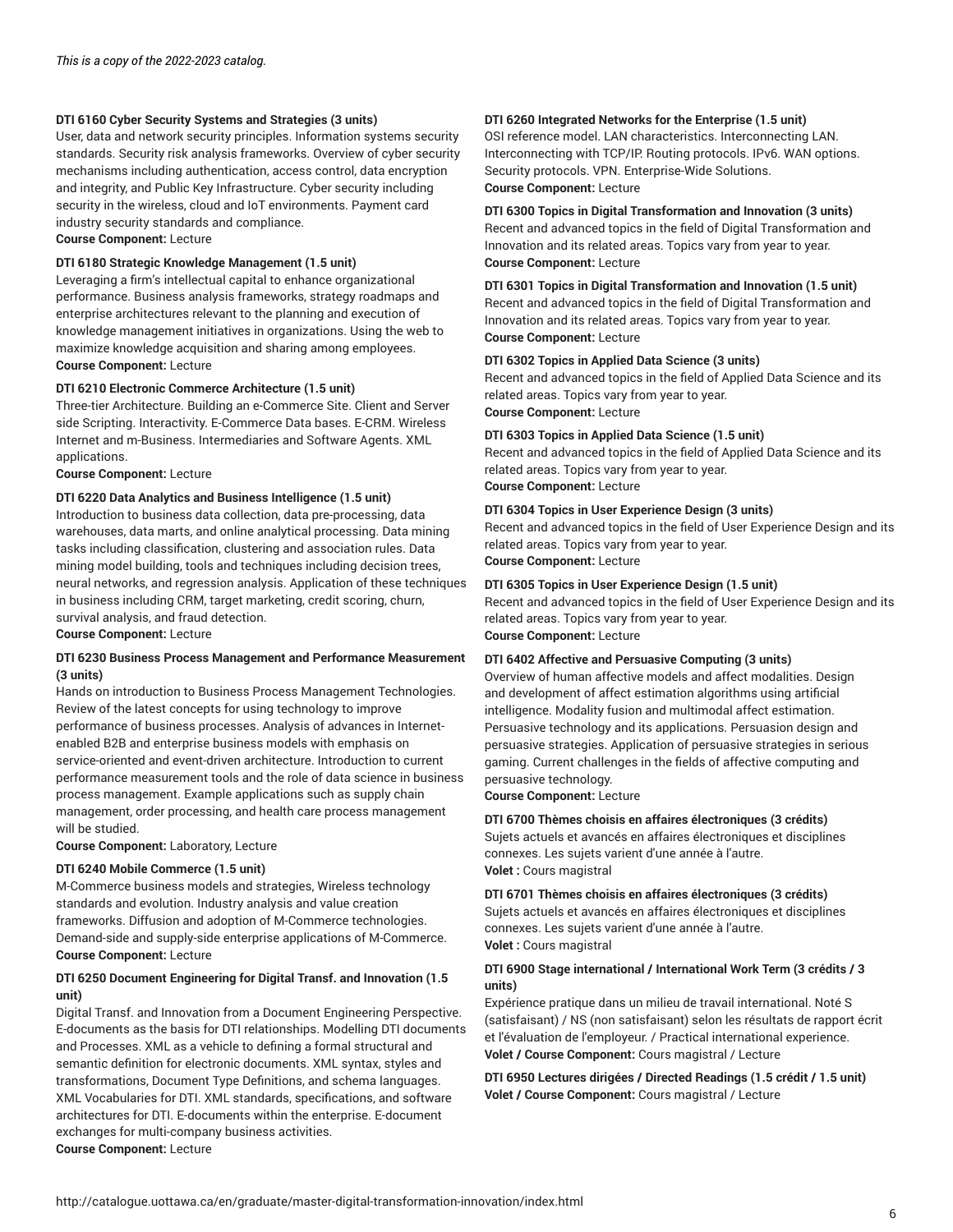*This is a copy of the 2022-2023 catalog.*

**DTI 6160 Cyber Security Systems and Strategies (3 units)**
User, data and network security principles. Information systems security standards. Security risk analysis frameworks. Overview of cyber security mechanisms including authentication, access control, data encryption and integrity, and Public Key Infrastructure. Cyber security including security in the wireless, cloud and IoT environments. Payment card industry security standards and compliance.
**Course Component:** Lecture

**DTI 6180 Strategic Knowledge Management (1.5 unit)**
Leveraging a firm's intellectual capital to enhance organizational performance. Business analysis frameworks, strategy roadmaps and enterprise architectures relevant to the planning and execution of knowledge management initiatives in organizations. Using the web to maximize knowledge acquisition and sharing among employees.
**Course Component:** Lecture

**DTI 6210 Electronic Commerce Architecture (1.5 unit)**
Three-tier Architecture. Building an e-Commerce Site. Client and Server side Scripting. Interactivity. E-Commerce Data bases. E-CRM. Wireless Internet and m-Business. Intermediaries and Software Agents. XML applications.
**Course Component:** Lecture

**DTI 6220 Data Analytics and Business Intelligence (1.5 unit)**
Introduction to business data collection, data pre-processing, data warehouses, data marts, and online analytical processing. Data mining tasks including classification, clustering and association rules. Data mining model building, tools and techniques including decision trees, neural networks, and regression analysis. Application of these techniques in business including CRM, target marketing, credit scoring, churn, survival analysis, and fraud detection.
**Course Component:** Lecture

**DTI 6230 Business Process Management and Performance Measurement (3 units)**
Hands on introduction to Business Process Management Technologies. Review of the latest concepts for using technology to improve performance of business processes. Analysis of advances in Internet-enabled B2B and enterprise business models with emphasis on service-oriented and event-driven architecture. Introduction to current performance measurement tools and the role of data science in business process management. Example applications such as supply chain management, order processing, and health care process management will be studied.
**Course Component:** Laboratory, Lecture

**DTI 6240 Mobile Commerce (1.5 unit)**
M-Commerce business models and strategies, Wireless technology standards and evolution. Industry analysis and value creation frameworks. Diffusion and adoption of M-Commerce technologies. Demand-side and supply-side enterprise applications of M-Commerce.
**Course Component:** Lecture

**DTI 6250 Document Engineering for Digital Transf. and Innovation (1.5 unit)**
Digital Transf. and Innovation from a Document Engineering Perspective. E-documents as the basis for DTI relationships. Modelling DTI documents and Processes. XML as a vehicle to defining a formal structural and semantic definition for electronic documents. XML syntax, styles and transformations, Document Type Definitions, and schema languages. XML Vocabularies for DTI. XML standards, specifications, and software architectures for DTI. E-documents within the enterprise. E-document exchanges for multi-company business activities.
**Course Component:** Lecture

**DTI 6260 Integrated Networks for the Enterprise (1.5 unit)**
OSI reference model. LAN characteristics. Interconnecting LAN. Interconnecting with TCP/IP. Routing protocols. IPv6. WAN options. Security protocols. VPN. Enterprise-Wide Solutions.
**Course Component:** Lecture

**DTI 6300 Topics in Digital Transformation and Innovation (3 units)**
Recent and advanced topics in the field of Digital Transformation and Innovation and its related areas. Topics vary from year to year.
**Course Component:** Lecture

**DTI 6301 Topics in Digital Transformation and Innovation (1.5 unit)**
Recent and advanced topics in the field of Digital Transformation and Innovation and its related areas. Topics vary from year to year.
**Course Component:** Lecture

**DTI 6302 Topics in Applied Data Science (3 units)**
Recent and advanced topics in the field of Applied Data Science and its related areas. Topics vary from year to year.
**Course Component:** Lecture

**DTI 6303 Topics in Applied Data Science (1.5 unit)**
Recent and advanced topics in the field of Applied Data Science and its related areas. Topics vary from year to year.
**Course Component:** Lecture

**DTI 6304 Topics in User Experience Design (3 units)**
Recent and advanced topics in the field of User Experience Design and its related areas. Topics vary from year to year.
**Course Component:** Lecture

**DTI 6305 Topics in User Experience Design (1.5 unit)**
Recent and advanced topics in the field of User Experience Design and its related areas. Topics vary from year to year.
**Course Component:** Lecture

**DTI 6402 Affective and Persuasive Computing (3 units)**
Overview of human affective models and affect modalities. Design and development of affect estimation algorithms using artificial intelligence. Modality fusion and multimodal affect estimation. Persuasive technology and its applications. Persuasion design and persuasive strategies. Application of persuasive strategies in serious gaming. Current challenges in the fields of affective computing and persuasive technology.
**Course Component:** Lecture

**DTI 6700 Thèmes choisis en affaires électroniques (3 crédits)**
Sujets actuels et avancés en affaires électroniques et disciplines connexes. Les sujets varient d'une année à l'autre.
**Volet :** Cours magistral

**DTI 6701 Thèmes choisis en affaires électroniques (3 crédits)**
Sujets actuels et avancés en affaires électroniques et disciplines connexes. Les sujets varient d'une année à l'autre.
**Volet :** Cours magistral

**DTI 6900 Stage international / International Work Term (3 crédits / 3 units)**
Expérience pratique dans un milieu de travail international. Noté S (satisfaisant) / NS (non satisfaisant) selon les résultats de rapport écrit et l'évaluation de l'employeur. / Practical international experience.
**Volet / Course Component:** Cours magistral / Lecture

**DTI 6950 Lectures dirigées / Directed Readings (1.5 crédit / 1.5 unit)**
**Volet / Course Component:** Cours magistral / Lecture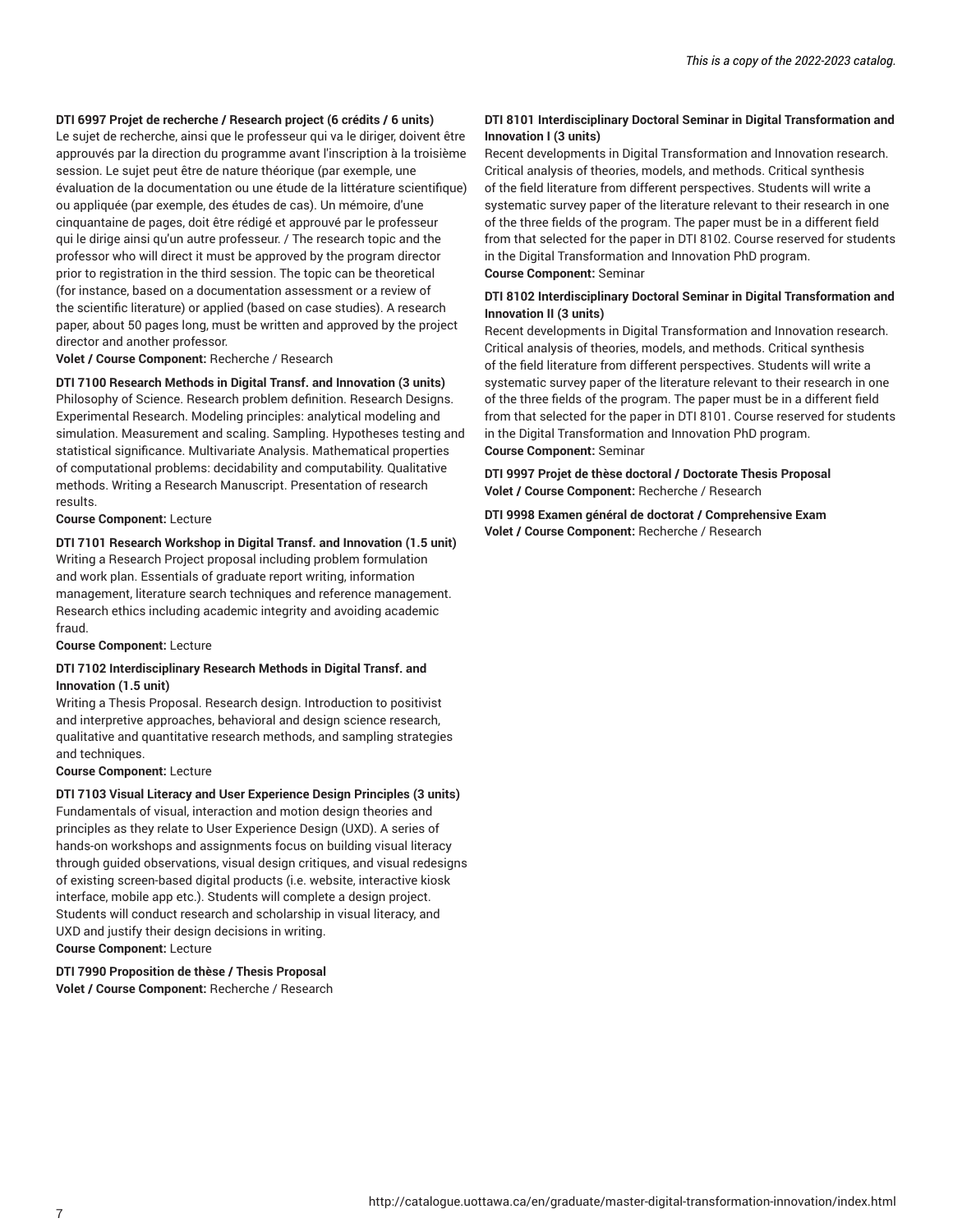**DTI 6997 Projet de recherche / Research project (6 crédits / 6 units)**
Le sujet de recherche, ainsi que le professeur qui va le diriger, doivent être approuvés par la direction du programme avant l'inscription à la troisième session. Le sujet peut être de nature théorique (par exemple, une évaluation de la documentation ou une étude de la littérature scientifique) ou appliquée (par exemple, des études de cas). Un mémoire, d'une cinquantaine de pages, doit être rédigé et approuvé par le professeur qui le dirige ainsi qu'un autre professeur. / The research topic and the professor who will direct it must be approved by the program director prior to registration in the third session. The topic can be theoretical (for instance, based on a documentation assessment or a review of the scientific literature) or applied (based on case studies). A research paper, about 50 pages long, must be written and approved by the project director and another professor.
**Volet / Course Component:** Recherche / Research

**DTI 7100 Research Methods in Digital Transf. and Innovation (3 units)**
Philosophy of Science. Research problem definition. Research Designs. Experimental Research. Modeling principles: analytical modeling and simulation. Measurement and scaling. Sampling. Hypotheses testing and statistical significance. Multivariate Analysis. Mathematical properties of computational problems: decidability and computability. Qualitative methods. Writing a Research Manuscript. Presentation of research results.
**Course Component:** Lecture

**DTI 7101 Research Workshop in Digital Transf. and Innovation (1.5 unit)**
Writing a Research Project proposal including problem formulation and work plan. Essentials of graduate report writing, information management, literature search techniques and reference management. Research ethics including academic integrity and avoiding academic fraud.
**Course Component:** Lecture

**DTI 7102 Interdisciplinary Research Methods in Digital Transf. and Innovation (1.5 unit)**
Writing a Thesis Proposal. Research design. Introduction to positivist and interpretive approaches, behavioral and design science research, qualitative and quantitative research methods, and sampling strategies and techniques.
**Course Component:** Lecture

**DTI 7103 Visual Literacy and User Experience Design Principles (3 units)**
Fundamentals of visual, interaction and motion design theories and principles as they relate to User Experience Design (UXD). A series of hands-on workshops and assignments focus on building visual literacy through guided observations, visual design critiques, and visual redesigns of existing screen-based digital products (i.e. website, interactive kiosk interface, mobile app etc.). Students will complete a design project. Students will conduct research and scholarship in visual literacy, and UXD and justify their design decisions in writing.
**Course Component:** Lecture

**DTI 7990 Proposition de thèse / Thesis Proposal**
**Volet / Course Component:** Recherche / Research

**DTI 8101 Interdisciplinary Doctoral Seminar in Digital Transformation and Innovation I (3 units)**
Recent developments in Digital Transformation and Innovation research. Critical analysis of theories, models, and methods. Critical synthesis of the field literature from different perspectives. Students will write a systematic survey paper of the literature relevant to their research in one of the three fields of the program. The paper must be in a different field from that selected for the paper in DTI 8102. Course reserved for students in the Digital Transformation and Innovation PhD program.
**Course Component:** Seminar

**DTI 8102 Interdisciplinary Doctoral Seminar in Digital Transformation and Innovation II (3 units)**
Recent developments in Digital Transformation and Innovation research. Critical analysis of theories, models, and methods. Critical synthesis of the field literature from different perspectives. Students will write a systematic survey paper of the literature relevant to their research in one of the three fields of the program. The paper must be in a different field from that selected for the paper in DTI 8101. Course reserved for students in the Digital Transformation and Innovation PhD program.
**Course Component:** Seminar

**DTI 9997 Projet de thèse doctoral / Doctorate Thesis Proposal**
**Volet / Course Component:** Recherche / Research

**DTI 9998 Examen général de doctorat / Comprehensive Exam**
**Volet / Course Component:** Recherche / Research